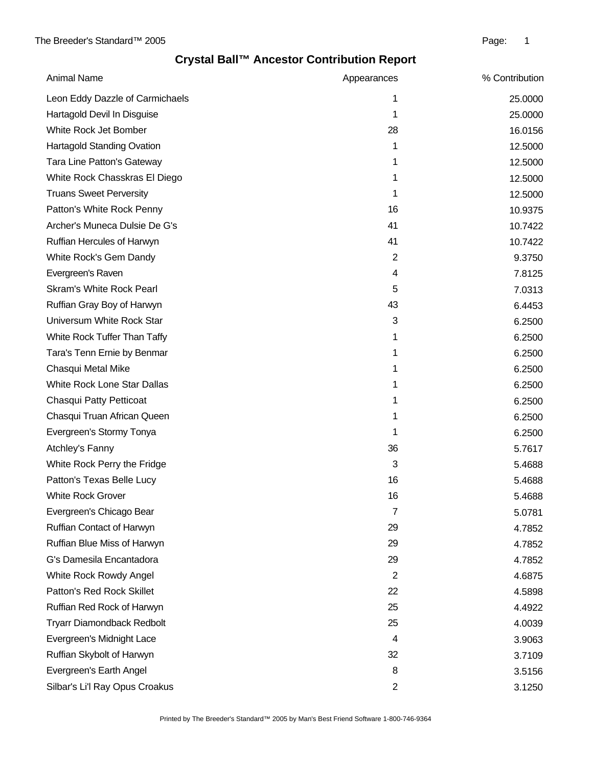# Crystal Ball™ Ancestor Contribution Report

| Animal Name | Appearances | % Contribution |
|---|---|---|
| Leon Eddy Dazzle of Carmichaels | 1 | 25.0000 |
| Hartagold Devil In Disguise | 1 | 25.0000 |
| White Rock Jet Bomber | 28 | 16.0156 |
| Hartagold Standing Ovation | 1 | 12.5000 |
| Tara Line Patton's Gateway | 1 | 12.5000 |
| White Rock Chasskras El Diego | 1 | 12.5000 |
| Truans Sweet Perversity | 1 | 12.5000 |
| Patton's White Rock Penny | 16 | 10.9375 |
| Archer's Muneca Dulsie De G's | 41 | 10.7422 |
| Ruffian Hercules of Harwyn | 41 | 10.7422 |
| White Rock's Gem Dandy | 2 | 9.3750 |
| Evergreen's Raven | 4 | 7.8125 |
| Skram's White Rock Pearl | 5 | 7.0313 |
| Ruffian Gray Boy of Harwyn | 43 | 6.4453 |
| Universum White Rock Star | 3 | 6.2500 |
| White Rock Tuffer Than Taffy | 1 | 6.2500 |
| Tara's Tenn Ernie by Benmar | 1 | 6.2500 |
| Chasqui Metal Mike | 1 | 6.2500 |
| White Rock Lone Star Dallas | 1 | 6.2500 |
| Chasqui Patty Petticoat | 1 | 6.2500 |
| Chasqui Truan African Queen | 1 | 6.2500 |
| Evergreen's Stormy Tonya | 1 | 6.2500 |
| Atchley's Fanny | 36 | 5.7617 |
| White Rock Perry the Fridge | 3 | 5.4688 |
| Patton's Texas Belle Lucy | 16 | 5.4688 |
| White Rock Grover | 16 | 5.4688 |
| Evergreen's Chicago Bear | 7 | 5.0781 |
| Ruffian Contact of Harwyn | 29 | 4.7852 |
| Ruffian Blue Miss of Harwyn | 29 | 4.7852 |
| G's Damesila Encantadora | 29 | 4.7852 |
| White Rock Rowdy Angel | 2 | 4.6875 |
| Patton's Red Rock Skillet | 22 | 4.5898 |
| Ruffian Red Rock of Harwyn | 25 | 4.4922 |
| Tryarr Diamondback Redbolt | 25 | 4.0039 |
| Evergreen's Midnight Lace | 4 | 3.9063 |
| Ruffian Skybolt of Harwyn | 32 | 3.7109 |
| Evergreen's Earth Angel | 8 | 3.5156 |
| Silbar's Li'l Ray Opus Croakus | 2 | 3.1250 |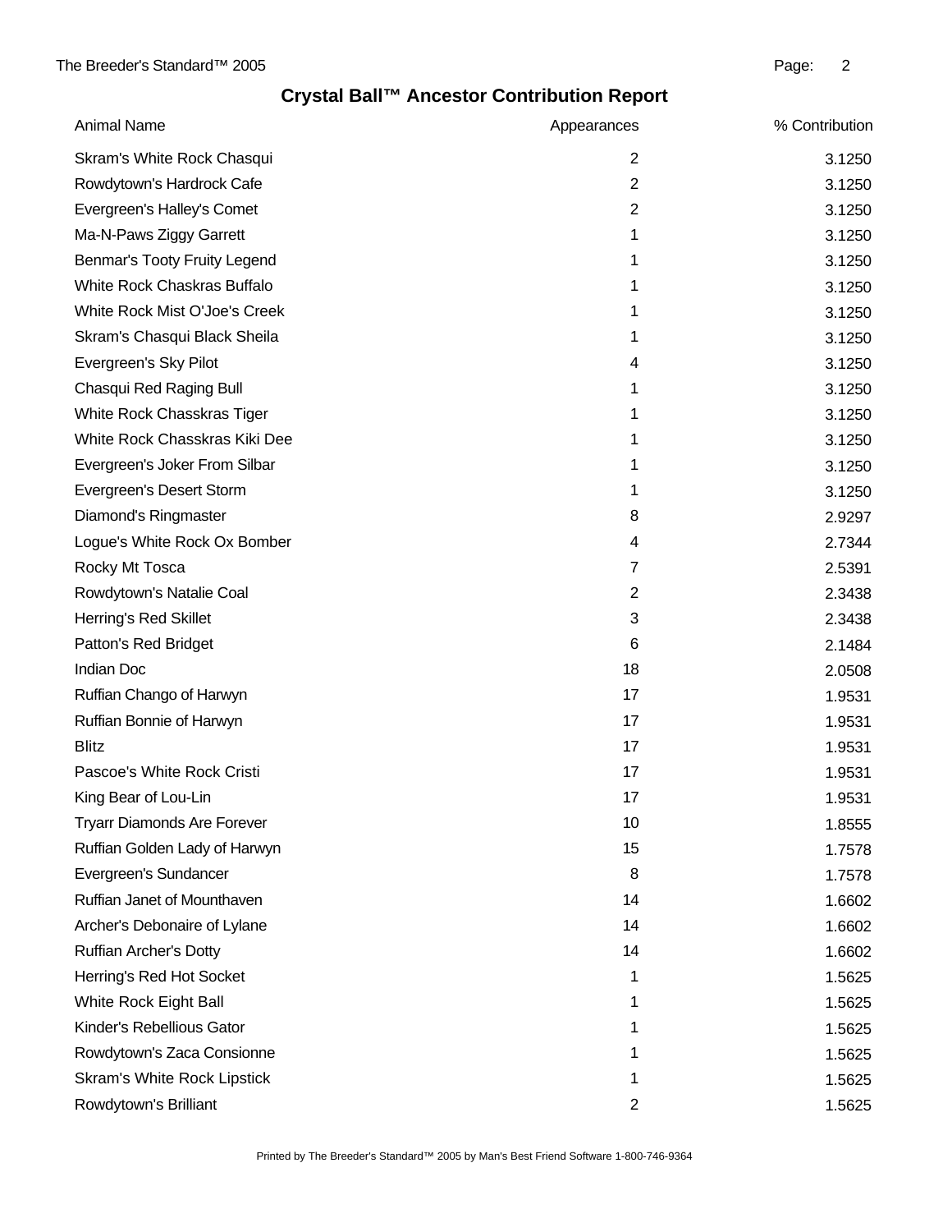## Crystal Ball™ Ancestor Contribution Report

| Animal Name | Appearances | % Contribution |
|---|---|---|
| Skram's White Rock Chasqui | 2 | 3.1250 |
| Rowdytown's Hardrock Cafe | 2 | 3.1250 |
| Evergreen's Halley's Comet | 2 | 3.1250 |
| Ma-N-Paws Ziggy Garrett | 1 | 3.1250 |
| Benmar's Tooty Fruity Legend | 1 | 3.1250 |
| White Rock Chaskras Buffalo | 1 | 3.1250 |
| White Rock Mist O'Joe's Creek | 1 | 3.1250 |
| Skram's Chasqui Black Sheila | 1 | 3.1250 |
| Evergreen's Sky Pilot | 4 | 3.1250 |
| Chasqui Red Raging Bull | 1 | 3.1250 |
| White Rock Chasskras Tiger | 1 | 3.1250 |
| White Rock Chasskras Kiki Dee | 1 | 3.1250 |
| Evergreen's Joker From Silbar | 1 | 3.1250 |
| Evergreen's Desert Storm | 1 | 3.1250 |
| Diamond's Ringmaster | 8 | 2.9297 |
| Logue's White Rock Ox Bomber | 4 | 2.7344 |
| Rocky Mt Tosca | 7 | 2.5391 |
| Rowdytown's Natalie Coal | 2 | 2.3438 |
| Herring's Red Skillet | 3 | 2.3438 |
| Patton's Red Bridget | 6 | 2.1484 |
| Indian Doc | 18 | 2.0508 |
| Ruffian Chango of Harwyn | 17 | 1.9531 |
| Ruffian Bonnie of Harwyn | 17 | 1.9531 |
| Blitz | 17 | 1.9531 |
| Pascoe's White Rock Cristi | 17 | 1.9531 |
| King Bear of Lou-Lin | 17 | 1.9531 |
| Tryarr Diamonds Are Forever | 10 | 1.8555 |
| Ruffian Golden Lady of Harwyn | 15 | 1.7578 |
| Evergreen's Sundancer | 8 | 1.7578 |
| Ruffian Janet of Mounthaven | 14 | 1.6602 |
| Archer's Debonaire of Lylane | 14 | 1.6602 |
| Ruffian Archer's Dotty | 14 | 1.6602 |
| Herring's Red Hot Socket | 1 | 1.5625 |
| White Rock Eight Ball | 1 | 1.5625 |
| Kinder's Rebellious Gator | 1 | 1.5625 |
| Rowdytown's Zaca Consionne | 1 | 1.5625 |
| Skram's White Rock Lipstick | 1 | 1.5625 |
| Rowdytown's Brilliant | 2 | 1.5625 |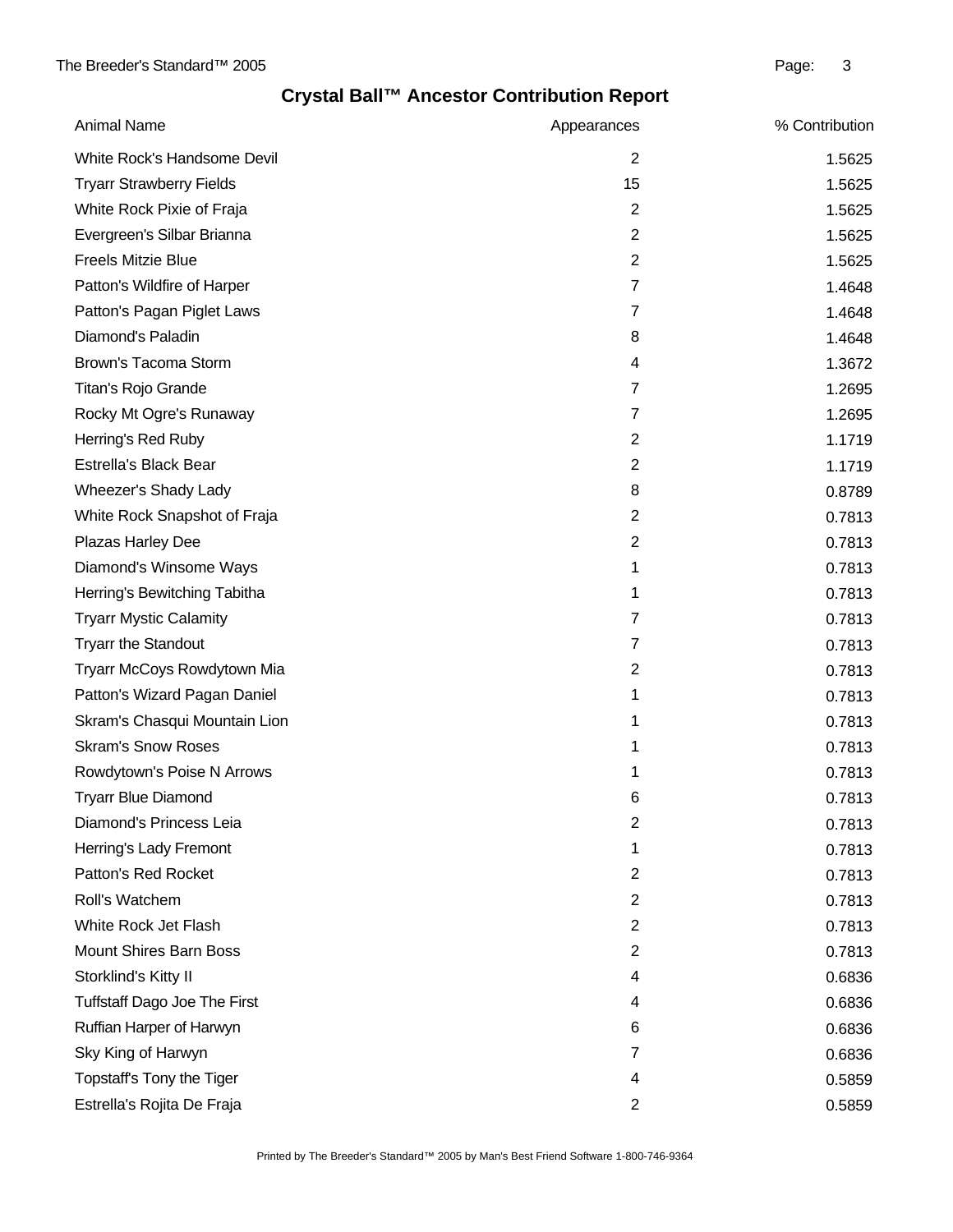## Crystal Ball™ Ancestor Contribution Report

| Animal Name | Appearances | % Contribution |
|---|---|---|
| White Rock's Handsome Devil | 2 | 1.5625 |
| Tryarr Strawberry Fields | 15 | 1.5625 |
| White Rock Pixie of Fraja | 2 | 1.5625 |
| Evergreen's Silbar Brianna | 2 | 1.5625 |
| Freels Mitzie Blue | 2 | 1.5625 |
| Patton's Wildfire of Harper | 7 | 1.4648 |
| Patton's Pagan Piglet Laws | 7 | 1.4648 |
| Diamond's Paladin | 8 | 1.4648 |
| Brown's Tacoma Storm | 4 | 1.3672 |
| Titan's Rojo Grande | 7 | 1.2695 |
| Rocky Mt Ogre's Runaway | 7 | 1.2695 |
| Herring's Red Ruby | 2 | 1.1719 |
| Estrella's Black Bear | 2 | 1.1719 |
| Wheezer's Shady Lady | 8 | 0.8789 |
| White Rock Snapshot of Fraja | 2 | 0.7813 |
| Plazas Harley Dee | 2 | 0.7813 |
| Diamond's Winsome Ways | 1 | 0.7813 |
| Herring's Bewitching Tabitha | 1 | 0.7813 |
| Tryarr Mystic Calamity | 7 | 0.7813 |
| Tryarr the Standout | 7 | 0.7813 |
| Tryarr McCoys Rowdytown Mia | 2 | 0.7813 |
| Patton's Wizard Pagan Daniel | 1 | 0.7813 |
| Skram's Chasqui Mountain Lion | 1 | 0.7813 |
| Skram's Snow Roses | 1 | 0.7813 |
| Rowdytown's Poise N Arrows | 1 | 0.7813 |
| Tryarr Blue Diamond | 6 | 0.7813 |
| Diamond's Princess Leia | 2 | 0.7813 |
| Herring's Lady Fremont | 1 | 0.7813 |
| Patton's Red Rocket | 2 | 0.7813 |
| Roll's Watchem | 2 | 0.7813 |
| White Rock Jet Flash | 2 | 0.7813 |
| Mount Shires Barn Boss | 2 | 0.7813 |
| Storklind's Kitty II | 4 | 0.6836 |
| Tuffstaff Dago Joe The First | 4 | 0.6836 |
| Ruffian Harper of Harwyn | 6 | 0.6836 |
| Sky King of Harwyn | 7 | 0.6836 |
| Topstaff's Tony the Tiger | 4 | 0.5859 |
| Estrella's Rojita De Fraja | 2 | 0.5859 |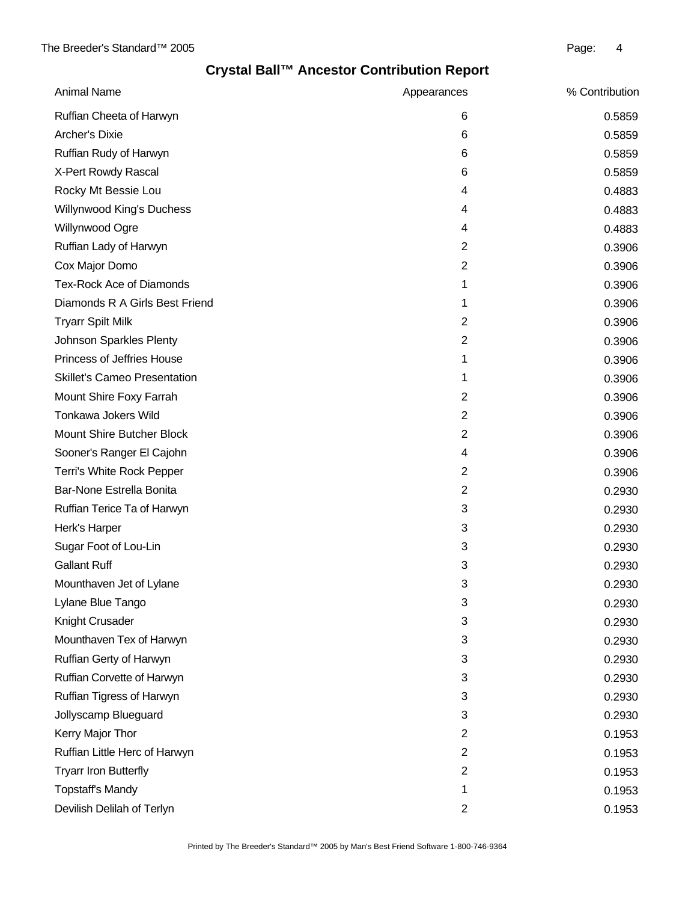## Crystal Ball™ Ancestor Contribution Report

| Animal Name | Appearances | % Contribution |
|---|---|---|
| Ruffian Cheeta of Harwyn | 6 | 0.5859 |
| Archer's Dixie | 6 | 0.5859 |
| Ruffian Rudy of Harwyn | 6 | 0.5859 |
| X-Pert Rowdy Rascal | 6 | 0.5859 |
| Rocky Mt Bessie Lou | 4 | 0.4883 |
| Willynwood King's Duchess | 4 | 0.4883 |
| Willynwood Ogre | 4 | 0.4883 |
| Ruffian Lady of Harwyn | 2 | 0.3906 |
| Cox Major Domo | 2 | 0.3906 |
| Tex-Rock Ace of Diamonds | 1 | 0.3906 |
| Diamonds R A Girls Best Friend | 1 | 0.3906 |
| Tryarr Spilt Milk | 2 | 0.3906 |
| Johnson Sparkles Plenty | 2 | 0.3906 |
| Princess of Jeffries House | 1 | 0.3906 |
| Skillet's Cameo Presentation | 1 | 0.3906 |
| Mount Shire Foxy Farrah | 2 | 0.3906 |
| Tonkawa Jokers Wild | 2 | 0.3906 |
| Mount Shire Butcher Block | 2 | 0.3906 |
| Sooner's Ranger El Cajohn | 4 | 0.3906 |
| Terri's White Rock Pepper | 2 | 0.3906 |
| Bar-None Estrella Bonita | 2 | 0.2930 |
| Ruffian Terice Ta of Harwyn | 3 | 0.2930 |
| Herk's Harper | 3 | 0.2930 |
| Sugar Foot of Lou-Lin | 3 | 0.2930 |
| Gallant Ruff | 3 | 0.2930 |
| Mounthaven Jet of Lylane | 3 | 0.2930 |
| Lylane Blue Tango | 3 | 0.2930 |
| Knight Crusader | 3 | 0.2930 |
| Mounthaven Tex of Harwyn | 3 | 0.2930 |
| Ruffian Gerty of Harwyn | 3 | 0.2930 |
| Ruffian Corvette of Harwyn | 3 | 0.2930 |
| Ruffian Tigress of Harwyn | 3 | 0.2930 |
| Jollyscamp Blueguard | 3 | 0.2930 |
| Kerry Major Thor | 2 | 0.1953 |
| Ruffian Little Herc of Harwyn | 2 | 0.1953 |
| Tryarr Iron Butterfly | 2 | 0.1953 |
| Topstaff's Mandy | 1 | 0.1953 |
| Devilish Delilah of Terlyn | 2 | 0.1953 |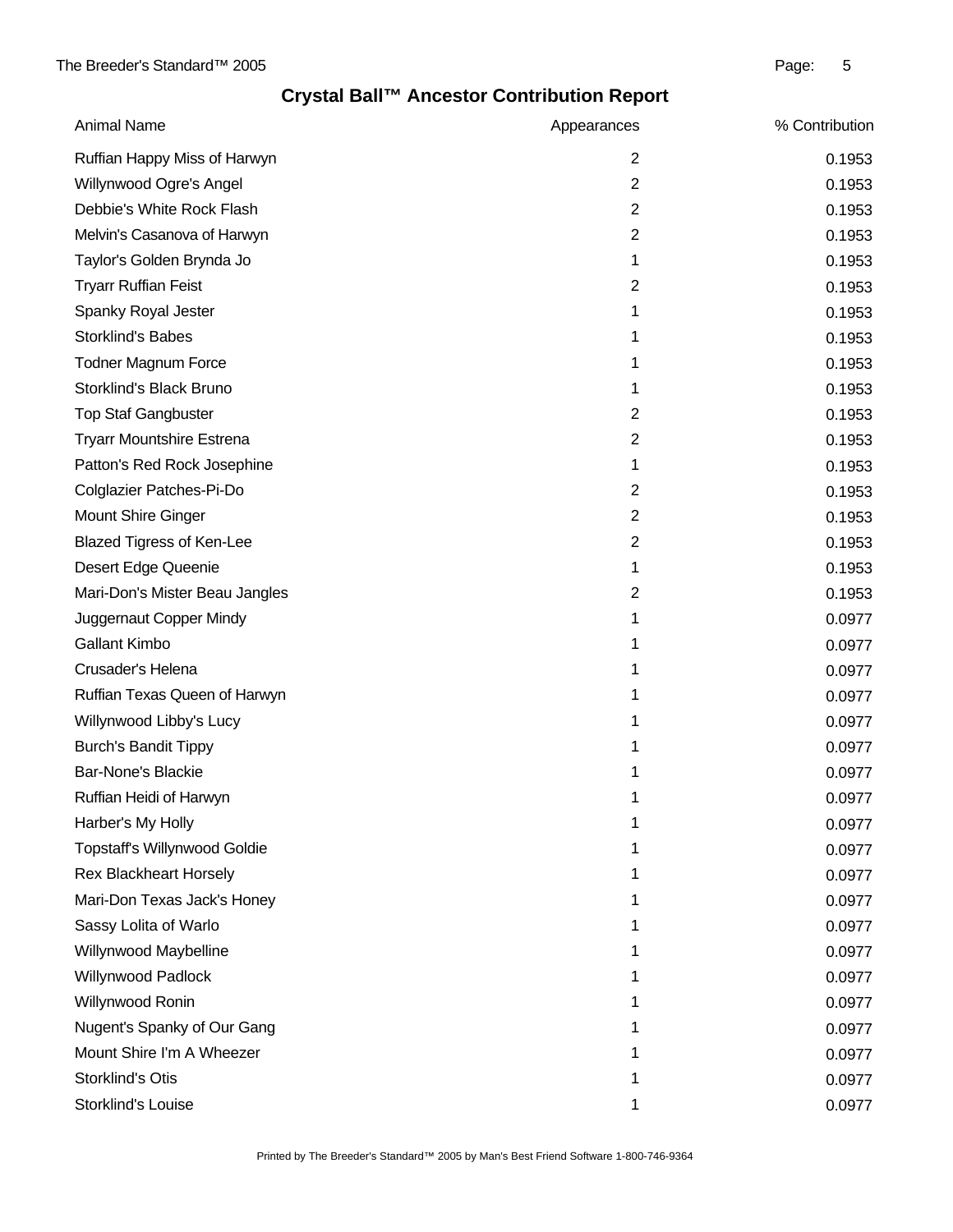## Crystal Ball™ Ancestor Contribution Report

| Animal Name | Appearances | % Contribution |
| --- | --- | --- |
| Ruffian Happy Miss of Harwyn | 2 | 0.1953 |
| Willynwood Ogre's Angel | 2 | 0.1953 |
| Debbie's White Rock Flash | 2 | 0.1953 |
| Melvin's Casanova of Harwyn | 2 | 0.1953 |
| Taylor's Golden Brynda Jo | 1 | 0.1953 |
| Tryarr Ruffian Feist | 2 | 0.1953 |
| Spanky Royal Jester | 1 | 0.1953 |
| Storklind's Babes | 1 | 0.1953 |
| Todner Magnum Force | 1 | 0.1953 |
| Storklind's Black Bruno | 1 | 0.1953 |
| Top Staf Gangbuster | 2 | 0.1953 |
| Tryarr Mountshire Estrena | 2 | 0.1953 |
| Patton's Red Rock Josephine | 1 | 0.1953 |
| Colglazier Patches-Pi-Do | 2 | 0.1953 |
| Mount Shire Ginger | 2 | 0.1953 |
| Blazed Tigress of Ken-Lee | 2 | 0.1953 |
| Desert Edge Queenie | 1 | 0.1953 |
| Mari-Don's Mister Beau Jangles | 2 | 0.1953 |
| Juggernaut Copper Mindy | 1 | 0.0977 |
| Gallant Kimbo | 1 | 0.0977 |
| Crusader's Helena | 1 | 0.0977 |
| Ruffian Texas Queen of Harwyn | 1 | 0.0977 |
| Willynwood Libby's Lucy | 1 | 0.0977 |
| Burch's Bandit Tippy | 1 | 0.0977 |
| Bar-None's Blackie | 1 | 0.0977 |
| Ruffian Heidi of Harwyn | 1 | 0.0977 |
| Harber's My Holly | 1 | 0.0977 |
| Topstaff's Willynwood Goldie | 1 | 0.0977 |
| Rex Blackheart Horsely | 1 | 0.0977 |
| Mari-Don Texas Jack's Honey | 1 | 0.0977 |
| Sassy Lolita of Warlo | 1 | 0.0977 |
| Willynwood Maybelline | 1 | 0.0977 |
| Willynwood Padlock | 1 | 0.0977 |
| Willynwood Ronin | 1 | 0.0977 |
| Nugent's Spanky of Our Gang | 1 | 0.0977 |
| Mount Shire I'm A Wheezer | 1 | 0.0977 |
| Storklind's Otis | 1 | 0.0977 |
| Storklind's Louise | 1 | 0.0977 |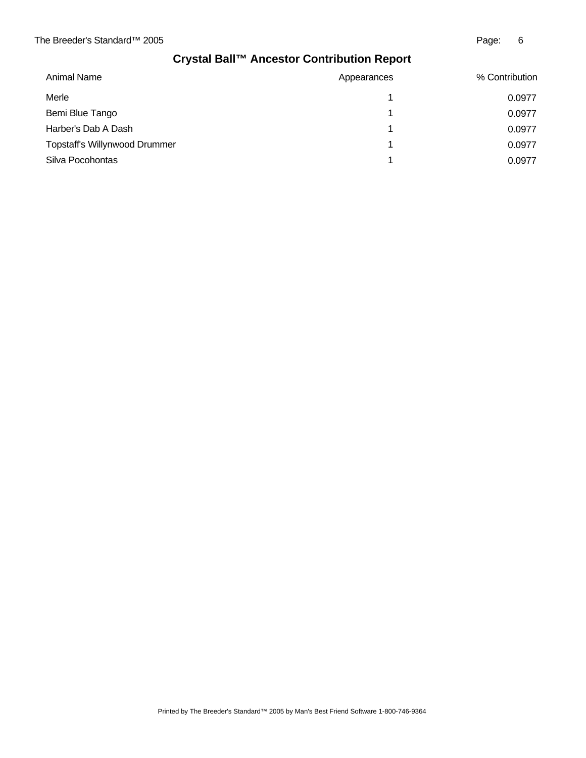## Crystal Ball™ Ancestor Contribution Report

| Animal Name | Appearances | % Contribution |
|---|---|---|
| Merle | 1 | 0.0977 |
| Bemi Blue Tango | 1 | 0.0977 |
| Harber's Dab A Dash | 1 | 0.0977 |
| Topstaff's Willynwood Drummer | 1 | 0.0977 |
| Silva Pocohontas | 1 | 0.0977 |